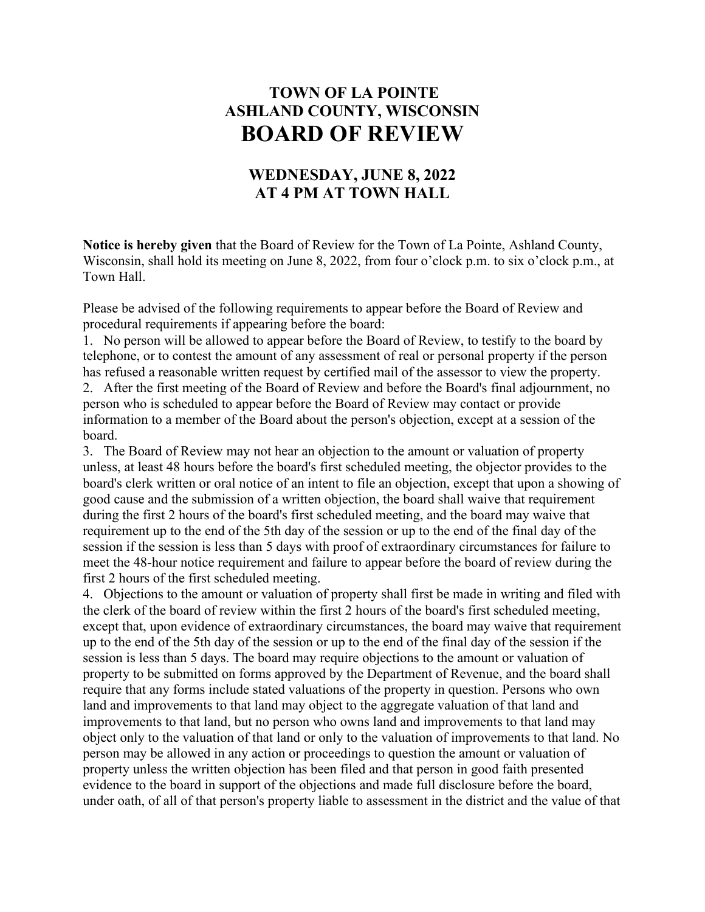# TOWN OF LA POINTE
# ASHLAND COUNTY, WISCONSIN
# BOARD OF REVIEW

## WEDNESDAY, JUNE 8, 2022
## AT 4 PM AT TOWN HALL

**Notice is hereby given** that the Board of Review for the Town of La Pointe, Ashland County, Wisconsin, shall hold its meeting on June 8, 2022, from four o'clock p.m. to six o'clock p.m., at Town Hall.

Please be advised of the following requirements to appear before the Board of Review and procedural requirements if appearing before the board:

1. No person will be allowed to appear before the Board of Review, to testify to the board by telephone, or to contest the amount of any assessment of real or personal property if the person has refused a reasonable written request by certified mail of the assessor to view the property.
2. After the first meeting of the Board of Review and before the Board's final adjournment, no person who is scheduled to appear before the Board of Review may contact or provide information to a member of the Board about the person's objection, except at a session of the board.
3. The Board of Review may not hear an objection to the amount or valuation of property unless, at least 48 hours before the board's first scheduled meeting, the objector provides to the board's clerk written or oral notice of an intent to file an objection, except that upon a showing of good cause and the submission of a written objection, the board shall waive that requirement during the first 2 hours of the board's first scheduled meeting, and the board may waive that requirement up to the end of the 5th day of the session or up to the end of the final day of the session if the session is less than 5 days with proof of extraordinary circumstances for failure to meet the 48-hour notice requirement and failure to appear before the board of review during the first 2 hours of the first scheduled meeting.
4. Objections to the amount or valuation of property shall first be made in writing and filed with the clerk of the board of review within the first 2 hours of the board's first scheduled meeting, except that, upon evidence of extraordinary circumstances, the board may waive that requirement up to the end of the 5th day of the session or up to the end of the final day of the session if the session is less than 5 days. The board may require objections to the amount or valuation of property to be submitted on forms approved by the Department of Revenue, and the board shall require that any forms include stated valuations of the property in question. Persons who own land and improvements to that land may object to the aggregate valuation of that land and improvements to that land, but no person who owns land and improvements to that land may object only to the valuation of that land or only to the valuation of improvements to that land. No person may be allowed in any action or proceedings to question the amount or valuation of property unless the written objection has been filed and that person in good faith presented evidence to the board in support of the objections and made full disclosure before the board, under oath, of all of that person's property liable to assessment in the district and the value of that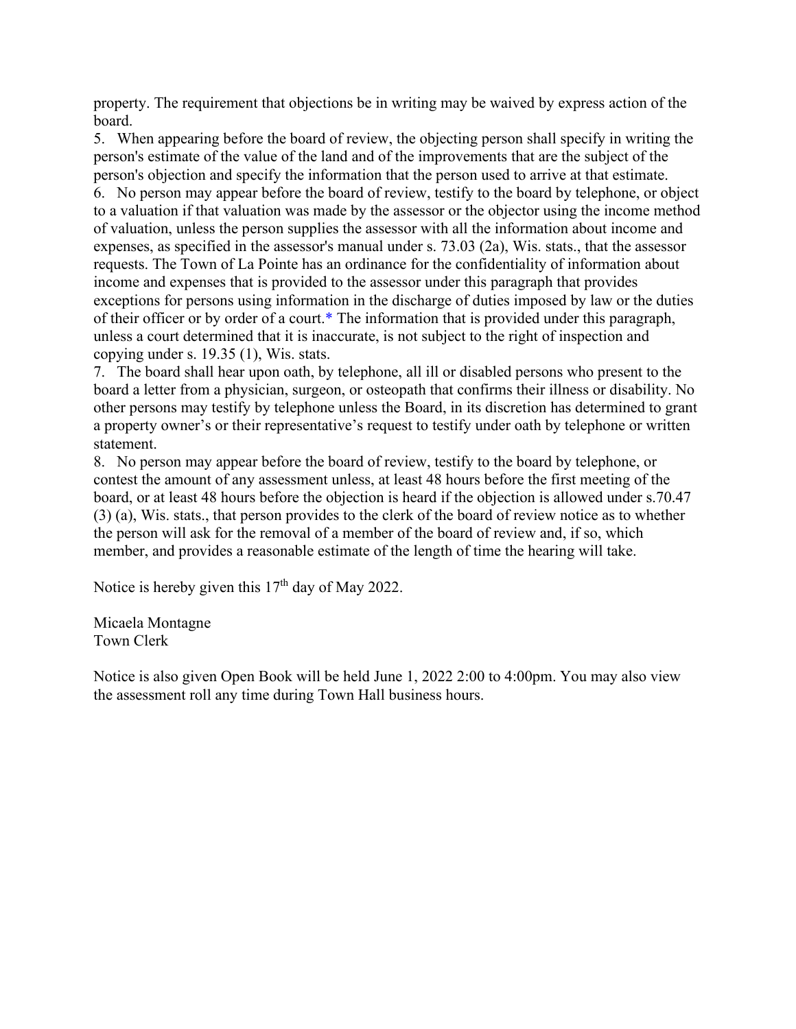property. The requirement that objections be in writing may be waived by express action of the board.

5. When appearing before the board of review, the objecting person shall specify in writing the person's estimate of the value of the land and of the improvements that are the subject of the person's objection and specify the information that the person used to arrive at that estimate.

6. No person may appear before the board of review, testify to the board by telephone, or object to a valuation if that valuation was made by the assessor or the objector using the income method of valuation, unless the person supplies the assessor with all the information about income and expenses, as specified in the assessor's manual under s. 73.03 (2a), Wis. stats., that the assessor requests. The Town of La Pointe has an ordinance for the confidentiality of information about income and expenses that is provided to the assessor under this paragraph that provides exceptions for persons using information in the discharge of duties imposed by law or the duties of their officer or by order of a court.* The information that is provided under this paragraph, unless a court determined that it is inaccurate, is not subject to the right of inspection and copying under s. 19.35 (1), Wis. stats.

7. The board shall hear upon oath, by telephone, all ill or disabled persons who present to the board a letter from a physician, surgeon, or osteopath that confirms their illness or disability. No other persons may testify by telephone unless the Board, in its discretion has determined to grant a property owner's or their representative's request to testify under oath by telephone or written statement.

8. No person may appear before the board of review, testify to the board by telephone, or contest the amount of any assessment unless, at least 48 hours before the first meeting of the board, or at least 48 hours before the objection is heard if the objection is allowed under s.70.47 (3) (a), Wis. stats., that person provides to the clerk of the board of review notice as to whether the person will ask for the removal of a member of the board of review and, if so, which member, and provides a reasonable estimate of the length of time the hearing will take.

Notice is hereby given this 17th day of May 2022.

Micaela Montagne
Town Clerk

Notice is also given Open Book will be held June 1, 2022 2:00 to 4:00pm. You may also view the assessment roll any time during Town Hall business hours.